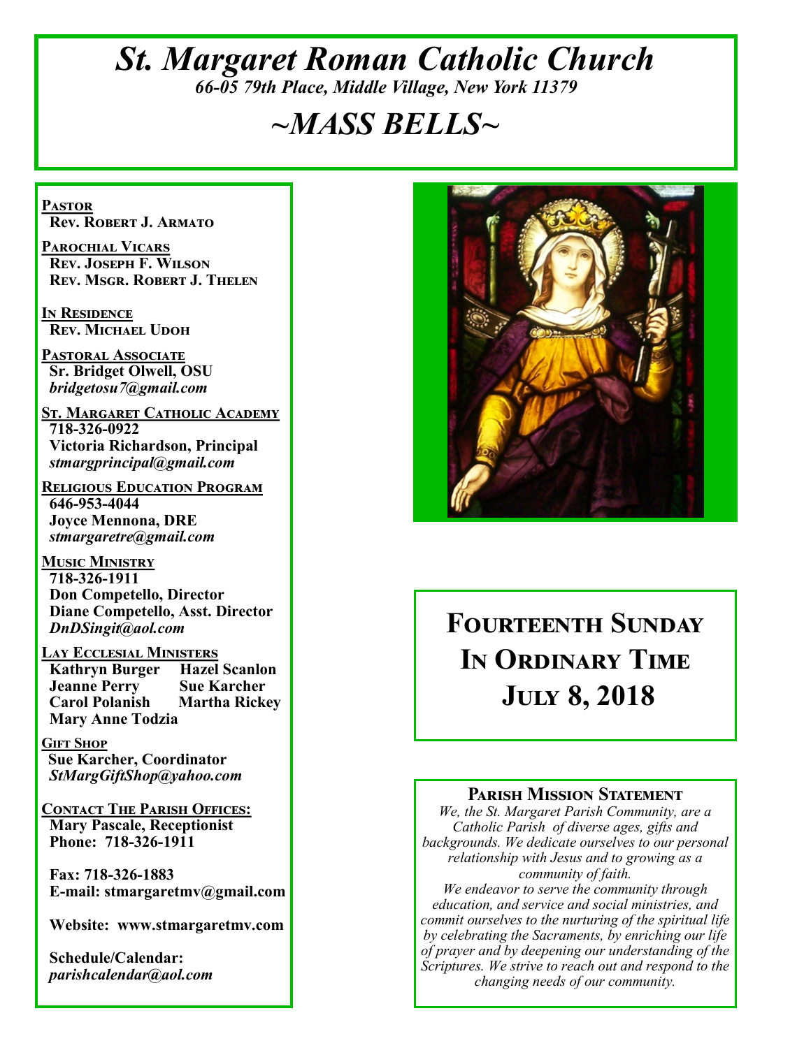# *St. Margaret Roman Catholic Church*

*66-05 79th Place, Middle Village, New York 11379*

# *~MASS BELLS~*

**PASTOR**
**Rev. Robert J. Armato**

**PAROCHIAL VICARS**
**Rev. Joseph F. Wilson**
**Rev. Msgr. Robert J. Thelen**

**IN RESIDENCE**
**Rev. Michael Udoh**

**PASTORAL ASSOCIATE**
**Sr. Bridget Olwell, OSU**
*bridgetosu7@gmail.com*

**ST. MARGARET CATHOLIC ACADEMY**
**718-326-0922**
**Victoria Richardson, Principal**
*stmargprincipal@gmail.com*

**RELIGIOUS EDUCATION PROGRAM**
**646-953-4044**
**Joyce Mennona, DRE**
*stmargaretre@gmail.com*

**MUSIC MINISTRY**
**718-326-1911**
**Don Competello, Director**
**Diane Competello, Asst. Director**
*DnDSingit@aol.com*

**LAY ECCLESIAL MINISTERS**
**Kathryn Burger** **Hazel Scanlon**
**Jeanne Perry** **Sue Karcher**
**Carol Polanish** **Martha Rickey**
**Mary Anne Todzia**

**GIFT SHOP**
**Sue Karcher, Coordinator**
*StMargGiftShop@yahoo.com*

**CONTACT THE PARISH OFFICES:**
**Mary Pascale, Receptionist**
**Phone: 718-326-1911**

**Fax: 718-326-1883**
**E-mail: stmargaretmv@gmail.com**

**Website: www.stmargaretmv.com**

**Schedule/Calendar:**
*parishcalendar@aol.com*

## Fourteenth Sunday In Ordinary Time
## July 8, 2018

### Parish Mission Statement

*We, the St. Margaret Parish Community, are a Catholic Parish of diverse ages, gifts and backgrounds. We dedicate ourselves to our personal relationship with Jesus and to growing as a community of faith.*
*We endeavor to serve the community through education, and service and social ministries, and commit ourselves to the nurturing of the spiritual life by celebrating the Sacraments, by enriching our life of prayer and by deepening our understanding of the Scriptures. We strive to reach out and respond to the changing needs of our community.*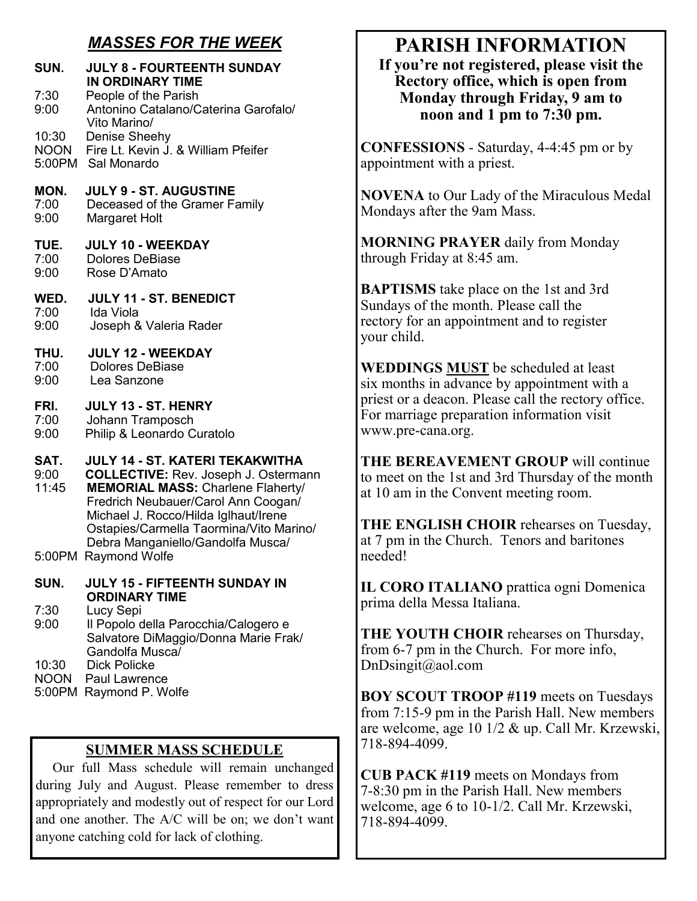## *MASSES FOR THE WEEK*

**SUN. JULY 8 - FOURTEENTH SUNDAY IN ORDINARY TIME**
- 7:30 People of the Parish
- 9:00 Antonino Catalano/Caterina Garofalo/ Vito Marino/
- 10:30 Denise Sheehy
- NOON Fire Lt. Kevin J. & William Pfeifer
- 5:00PM Sal Monardo

**MON. JULY 9 - ST. AUGUSTINE**
- 7:00 Deceased of the Gramer Family
- 9:00 Margaret Holt

**TUE. JULY 10 - WEEKDAY**
- 7:00 Dolores DeBiase
- 9:00 Rose D'Amato

**WED. JULY 11 - ST. BENEDICT**
- 7:00 Ida Viola
- 9:00 Joseph & Valeria Rader

**THU. JULY 12 - WEEKDAY**
- 7:00 Dolores DeBiase
- 9:00 Lea Sanzone

**FRI. JULY 13 - ST. HENRY**
- 7:00 Johann Tramposch
- 9:00 Philip & Leonardo Curatolo

**SAT. JULY 14 - ST. KATERI TEKAKWITHA**
- 9:00 **COLLECTIVE:** Rev. Joseph J. Ostermann
- 11:45 **MEMORIAL MASS:** Charlene Flaherty/ Fredrich Neubauer/Carol Ann Coogan/ Michael J. Rocco/Hilda Iglhaut/Irene Ostapies/Carmella Taormina/Vito Marino/ Debra Manganiello/Gandolfa Musca/
- 5:00PM Raymond Wolfe

**SUN. JULY 15 - FIFTEENTH SUNDAY IN ORDINARY TIME**
- 7:30 Lucy Sepi
- 9:00 Il Popolo della Parocchia/Calogero e Salvatore DiMaggio/Donna Marie Frak/ Gandolfa Musca/
- 10:30 Dick Policke
- NOON Paul Lawrence
- 5:00PM Raymond P. Wolfe

### SUMMER MASS SCHEDULE

Our full Mass schedule will remain unchanged during July and August. Please remember to dress appropriately and modestly out of respect for our Lord and one another. The A/C will be on; we don't want anyone catching cold for lack of clothing.

# PARISH INFORMATION

**If you're not registered, please visit the Rectory office, which is open from Monday through Friday, 9 am to noon and 1 pm to 7:30 pm.**

**CONFESSIONS** - Saturday, 4-4:45 pm or by appointment with a priest.

**NOVENA** to Our Lady of the Miraculous Medal Mondays after the 9am Mass.

**MORNING PRAYER** daily from Monday through Friday at 8:45 am.

**BAPTISMS** take place on the 1st and 3rd Sundays of the month. Please call the rectory for an appointment and to register your child.

**WEDDINGS <u>MUST</u>** be scheduled at least six months in advance by appointment with a priest or a deacon. Please call the rectory office. For marriage preparation information visit www.pre-cana.org.

**THE BEREAVEMENT GROUP** will continue to meet on the 1st and 3rd Thursday of the month at 10 am in the Convent meeting room.

**THE ENGLISH CHOIR** rehearses on Tuesday, at 7 pm in the Church. Tenors and baritones needed!

**IL CORO ITALIANO** prattica ogni Domenica prima della Messa Italiana.

**THE YOUTH CHOIR** rehearses on Thursday, from 6-7 pm in the Church. For more info, DnDsingit@aol.com

**BOY SCOUT TROOP #119** meets on Tuesdays from 7:15-9 pm in the Parish Hall. New members are welcome, age 10 1/2 & up. Call Mr. Krzewski, 718-894-4099.

**CUB PACK #119** meets on Mondays from 7-8:30 pm in the Parish Hall. New members welcome, age 6 to 10-1/2. Call Mr. Krzewski, 718-894-4099.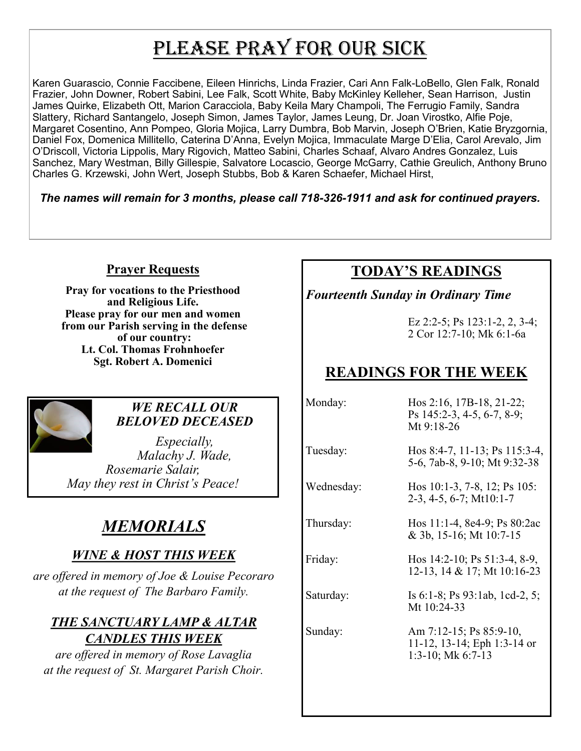# Please Pray for Our Sick

Karen Guarascio, Connie Faccibene, Eileen Hinrichs, Linda Frazier, Cari Ann Falk-LoBello, Glen Falk, Ronald Frazier, John Downer, Robert Sabini, Lee Falk, Scott White, Baby McKinley Kelleher, Sean Harrison, Justin James Quirke, Elizabeth Ott, Marion Caracciola, Baby Keila Mary Champoli, The Ferrugio Family, Sandra Slattery, Richard Santangelo, Joseph Simon, James Taylor, James Leung, Dr. Joan Virostko, Alfie Poje, Margaret Cosentino, Ann Pompeo, Gloria Mojica, Larry Dumbra, Bob Marvin, Joseph O'Brien, Katie Bryzgornia, Daniel Fox, Domenica Millitello, Caterina D'Anna, Evelyn Mojica, Immaculate Marge D'Elia, Carol Arevalo, Jim O'Driscoll, Victoria Lippolis, Mary Rigovich, Matteo Sabini, Charles Schaaf, Alvaro Andres Gonzalez, Luis Sanchez, Mary Westman, Billy Gillespie, Salvatore Locascio, George McGarry, Cathie Greulich, Anthony Bruno Charles G. Krzewski, John Wert, Joseph Stubbs, Bob & Karen Schaefer, Michael Hirst,

***The names will remain for 3 months, please call 718-326-1911 and ask for continued prayers.***

## Prayer Requests

**Pray for vocations to the Priesthood and Religious Life.**
**Please pray for our men and women from our Parish serving in the defense of our country:**
**Lt. Col. Thomas Frohnhoefer**
**Sgt. Robert A. Domenici**

### *WE RECALL OUR BELOVED DECEASED*

*Especially,*
*Malachy J. Wade,*
*Rosemarie Salair,*
*May they rest in Christ's Peace!*

## *MEMORIALS*

### *WINE & HOST THIS WEEK*

*are offered in memory of Joe & Louise Pecoraro at the request of The Barbaro Family.*

### *THE SANCTUARY LAMP & ALTAR CANDLES THIS WEEK*

*are offered in memory of Rose Lavaglia at the request of St. Margaret Parish Choir.*

## TODAY'S READINGS

***Fourteenth Sunday in Ordinary Time***

Ez 2:2-5; Ps 123:1-2, 2, 3-4; 2 Cor 12:7-10; Mk 6:1-6a

## READINGS FOR THE WEEK

| Day | Readings |
|---|---|
| Monday: | Hos 2:16, 17B-18, 21-22; Ps 145:2-3, 4-5, 6-7, 8-9; Mt 9:18-26 |
| Tuesday: | Hos 8:4-7, 11-13; Ps 115:3-4, 5-6, 7ab-8, 9-10; Mt 9:32-38 |
| Wednesday: | Hos 10:1-3, 7-8, 12; Ps 105: 2-3, 4-5, 6-7; Mt10:1-7 |
| Thursday: | Hos 11:1-4, 8e4-9; Ps 80:2ac & 3b, 15-16; Mt 10:7-15 |
| Friday: | Hos 14:2-10; Ps 51:3-4, 8-9, 12-13, 14 & 17; Mt 10:16-23 |
| Saturday: | Is 6:1-8; Ps 93:1ab, 1cd-2, 5; Mt 10:24-33 |
| Sunday: | Am 7:12-15; Ps 85:9-10, 11-12, 13-14; Eph 1:3-14 or 1:3-10; Mk 6:7-13 |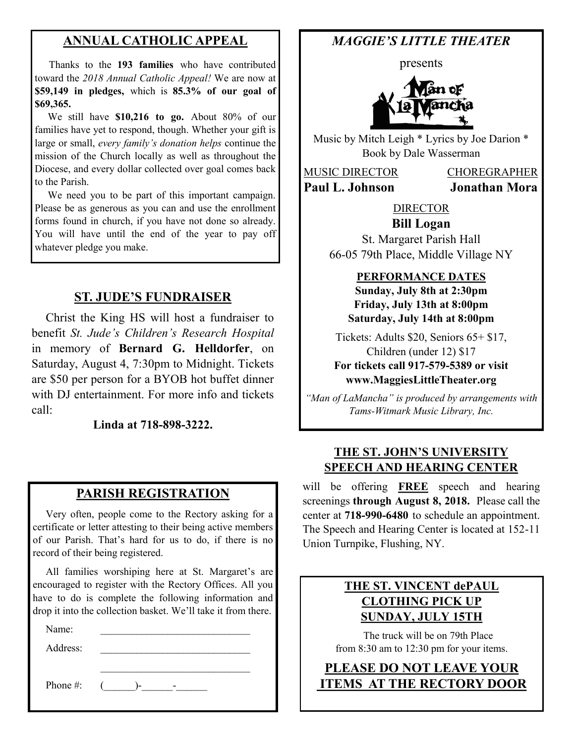## ANNUAL CATHOLIC APPEAL

Thanks to the **193 families** who have contributed toward the *2018 Annual Catholic Appeal!* We are now at **$59,149 in pledges,** which is **85.3% of our goal of $69,365.**

We still have **$10,216 to go.** About 80% of our families have yet to respond, though. Whether your gift is large or small, *every family's donation helps* continue the mission of the Church locally as well as throughout the Diocese, and every dollar collected over goal comes back to the Parish.

We need you to be part of this important campaign. Please be as generous as you can and use the enrollment forms found in church, if you have not done so already. You will have until the end of the year to pay off whatever pledge you make.

## ST. JUDE'S FUNDRAISER

Christ the King HS will host a fundraiser to benefit *St. Jude's Children's Research Hospital* in memory of **Bernard G. Helldorfer**, on Saturday, August 4, 7:30pm to Midnight. Tickets are $50 per person for a BYOB hot buffet dinner with DJ entertainment. For more info and tickets call:

**Linda at 718-898-3222.**

## PARISH REGISTRATION

Very often, people come to the Rectory asking for a certificate or letter attesting to their being active members of our Parish. That's hard for us to do, if there is no record of their being registered.

All families worshiping here at St. Margaret's are encouraged to register with the Rectory Offices. All you have to do is complete the following information and drop it into the collection basket. We'll take it from there.

Name: ______________________________

Address: ______________________________

______________________________

Phone #: (______)-______-______

## *MAGGIE'S LITTLE THEATER*

presents

Man of la Mancha

Music by Mitch Leigh * Lyrics by Joe Darion * Book by Dale Wasserman

MUSIC DIRECTOR **Paul L. Johnson**

CHOREGRAPHER **Jonathan Mora**

DIRECTOR **Bill Logan**

St. Margaret Parish Hall
66-05 79th Place, Middle Village NY

**PERFORMANCE DATES**

**Sunday, July 8th at 2:30pm**
**Friday, July 13th at 8:00pm**
**Saturday, July 14th at 8:00pm**

Tickets: Adults $20, Seniors 65+ $17, Children (under 12) $17

**For tickets call 917-579-5389 or visit www.MaggiesLittleTheater.org**

*"Man of LaMancha" is produced by arrangements with Tams-Witmark Music Library, Inc.*

## THE ST. JOHN'S UNIVERSITY SPEECH AND HEARING CENTER

will be offering **FREE** speech and hearing screenings **through August 8, 2018.** Please call the center at **718-990-6480** to schedule an appointment. The Speech and Hearing Center is located at 152-11 Union Turnpike, Flushing, NY.

## THE ST. VINCENT dePAUL CLOTHING PICK UP SUNDAY, JULY 15TH

The truck will be on 79th Place from 8:30 am to 12:30 pm for your items.

**PLEASE DO NOT LEAVE YOUR ITEMS AT THE RECTORY DOOR**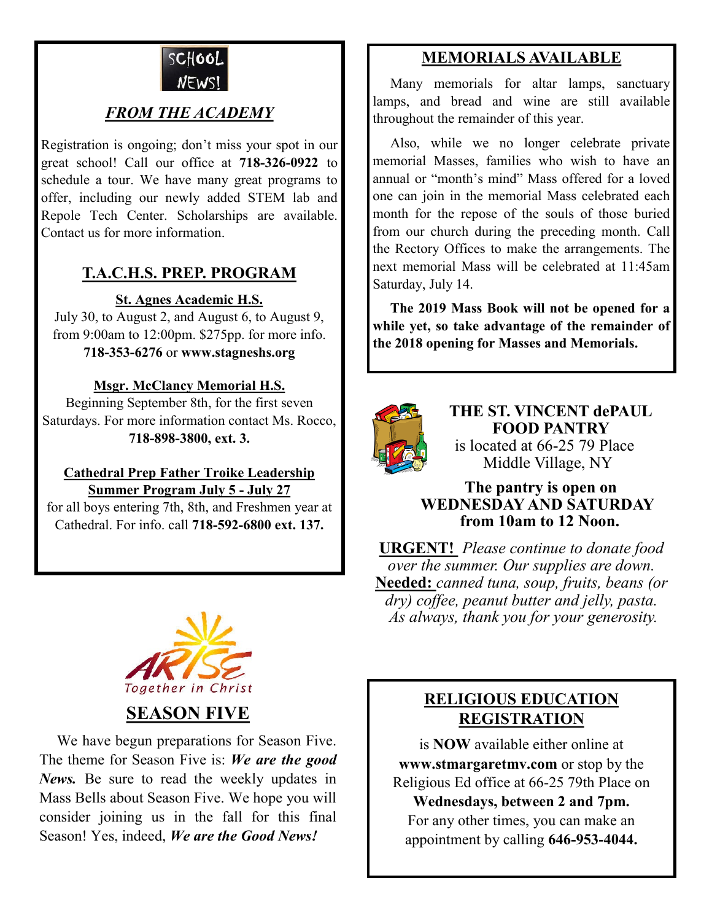SCHOOL NEWS!

## *FROM THE ACADEMY*

Registration is ongoing; don't miss your spot in our great school! Call our office at **718-326-0922** to schedule a tour. We have many great programs to offer, including our newly added STEM lab and Repole Tech Center. Scholarships are available. Contact us for more information.

## T.A.C.H.S. PREP. PROGRAM

**St. Agnes Academic H.S.**
July 30, to August 2, and August 6, to August 9, from 9:00am to 12:00pm. $275pp. for more info. **718-353-6276** or **www.stagneshs.org**

**Msgr. McClancy Memorial H.S.**
Beginning September 8th, for the first seven Saturdays. For more information contact Ms. Rocco, **718-898-3800, ext. 3.**

**Cathedral Prep Father Troike Leadership Summer Program July 5 - July 27**
for all boys entering 7th, 8th, and Freshmen year at Cathedral. For info. call **718-592-6800 ext. 137.**

ARISE Together in Christ

## SEASON FIVE

We have begun preparations for Season Five. The theme for Season Five is: ***We are the good News.*** Be sure to read the weekly updates in Mass Bells about Season Five. We hope you will consider joining us in the fall for this final Season! Yes, indeed, ***We are the Good News!***

## MEMORIALS AVAILABLE

Many memorials for altar lamps, sanctuary lamps, and bread and wine are still available throughout the remainder of this year.

Also, while we no longer celebrate private memorial Masses, families who wish to have an annual or "month's mind" Mass offered for a loved one can join in the memorial Mass celebrated each month for the repose of the souls of those buried from our church during the preceding month. Call the Rectory Offices to make the arrangements. The next memorial Mass will be celebrated at 11:45am Saturday, July 14.

**The 2019 Mass Book will not be opened for a while yet, so take advantage of the remainder of the 2018 opening for Masses and Memorials.**

## THE ST. VINCENT dePAUL FOOD PANTRY

is located at 66-25 79 Place Middle Village, NY

**The pantry is open on WEDNESDAY AND SATURDAY from 10am to 12 Noon.**

**URGENT!** *Please continue to donate food over the summer. Our supplies are down.* **Needed:** *canned tuna, soup, fruits, beans (or dry) coffee, peanut butter and jelly, pasta. As always, thank you for your generosity.*

## RELIGIOUS EDUCATION REGISTRATION

is **NOW** available either online at **www.stmargaretmv.com** or stop by the Religious Ed office at 66-25 79th Place on **Wednesdays, between 2 and 7pm.** For any other times, you can make an appointment by calling **646-953-4044.**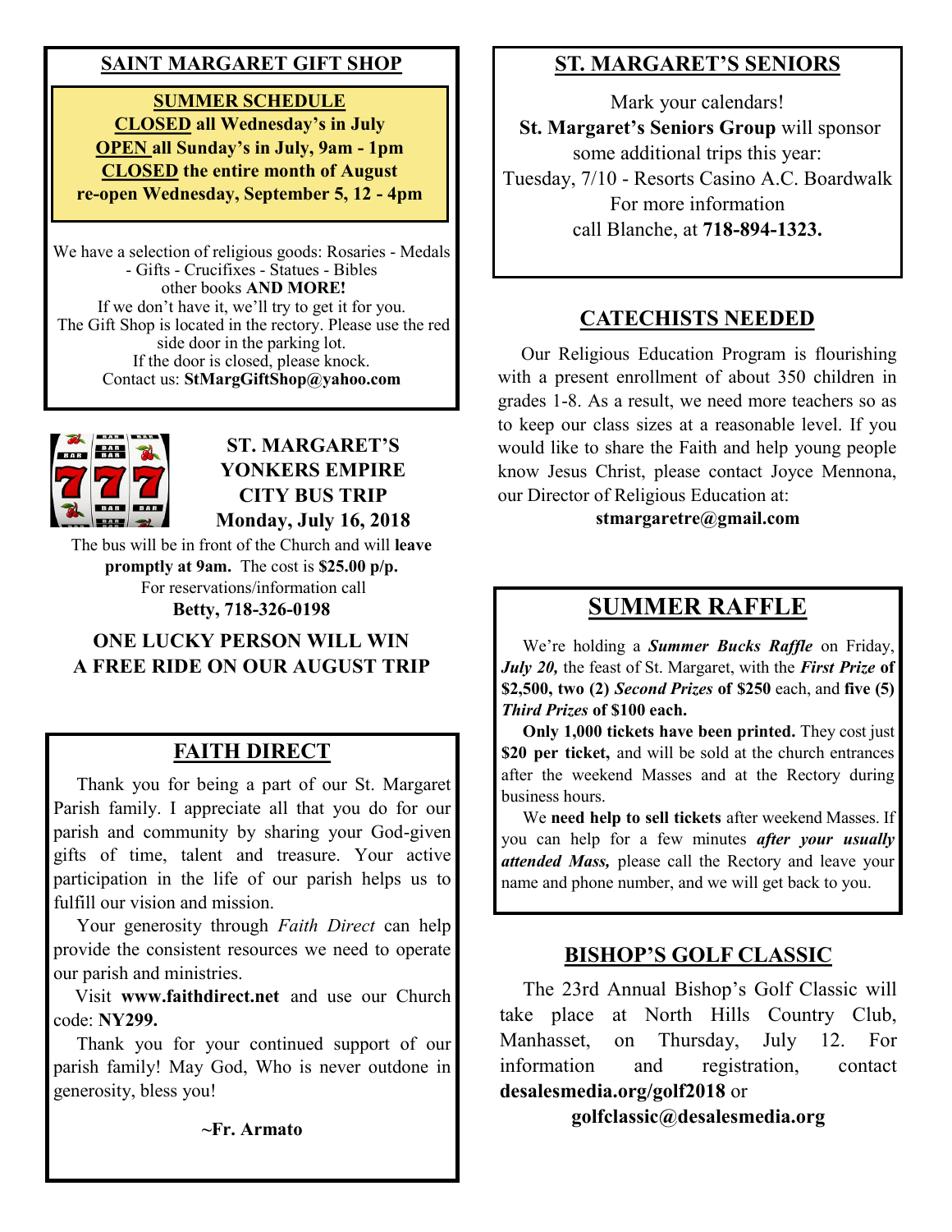## SAINT MARGARET GIFT SHOP

**SUMMER SCHEDULE**
**CLOSED all Wednesday's in July**
**OPEN all Sunday's in July, 9am - 1pm**
**CLOSED the entire month of August**
**re-open Wednesday, September 5, 12 - 4pm**

We have a selection of religious goods: Rosaries - Medals - Gifts - Crucifixes - Statues - Bibles other books **AND MORE!**
If we don't have it, we'll try to get it for you.
The Gift Shop is located in the rectory. Please use the red side door in the parking lot.
If the door is closed, please knock.
Contact us: **StMargGiftShop@yahoo.com**

## ST. MARGARET'S YONKERS EMPIRE CITY BUS TRIP Monday, July 16, 2018

The bus will be in front of the Church and will **leave promptly at 9am.** The cost is **$25.00 p/p.**
For reservations/information call
**Betty, 718-326-0198**

**ONE LUCKY PERSON WILL WIN A FREE RIDE ON OUR AUGUST TRIP**

## FAITH DIRECT

Thank you for being a part of our St. Margaret Parish family. I appreciate all that you do for our parish and community by sharing your God-given gifts of time, talent and treasure. Your active participation in the life of our parish helps us to fulfill our vision and mission.

Your generosity through *Faith Direct* can help provide the consistent resources we need to operate our parish and ministries.

Visit **www.faithdirect.net** and use our Church code: **NY299.**

Thank you for your continued support of our parish family! May God, Who is never outdone in generosity, bless you!

**~Fr. Armato**

## ST. MARGARET'S SENIORS

Mark your calendars!
**St. Margaret's Seniors Group** will sponsor some additional trips this year:
Tuesday, 7/10 - Resorts Casino A.C. Boardwalk
For more information
call Blanche, at **718-894-1323.**

## CATECHISTS NEEDED

Our Religious Education Program is flourishing with a present enrollment of about 350 children in grades 1-8. As a result, we need more teachers so as to keep our class sizes at a reasonable level. If you would like to share the Faith and help young people know Jesus Christ, please contact Joyce Mennona, our Director of Religious Education at:
**stmargaretre@gmail.com**

## SUMMER RAFFLE

We're holding a ***Summer Bucks Raffle*** on Friday, ***July 20,*** the feast of St. Margaret, with the ***First Prize* of $2,500, two (2) *Second Prizes* of $250** each, and **five (5) *Third Prizes* of $100 each.**

**Only 1,000 tickets have been printed.** They cost just **$20 per ticket,** and will be sold at the church entrances after the weekend Masses and at the Rectory during business hours.

We **need help to sell tickets** after weekend Masses. If you can help for a few minutes ***after your usually attended Mass,*** please call the Rectory and leave your name and phone number, and we will get back to you.

## BISHOP'S GOLF CLASSIC

The 23rd Annual Bishop's Golf Classic will take place at North Hills Country Club, Manhasset, on Thursday, July 12. For information and registration, contact **desalesmedia.org/golf2018** or
**golfclassic@desalesmedia.org**